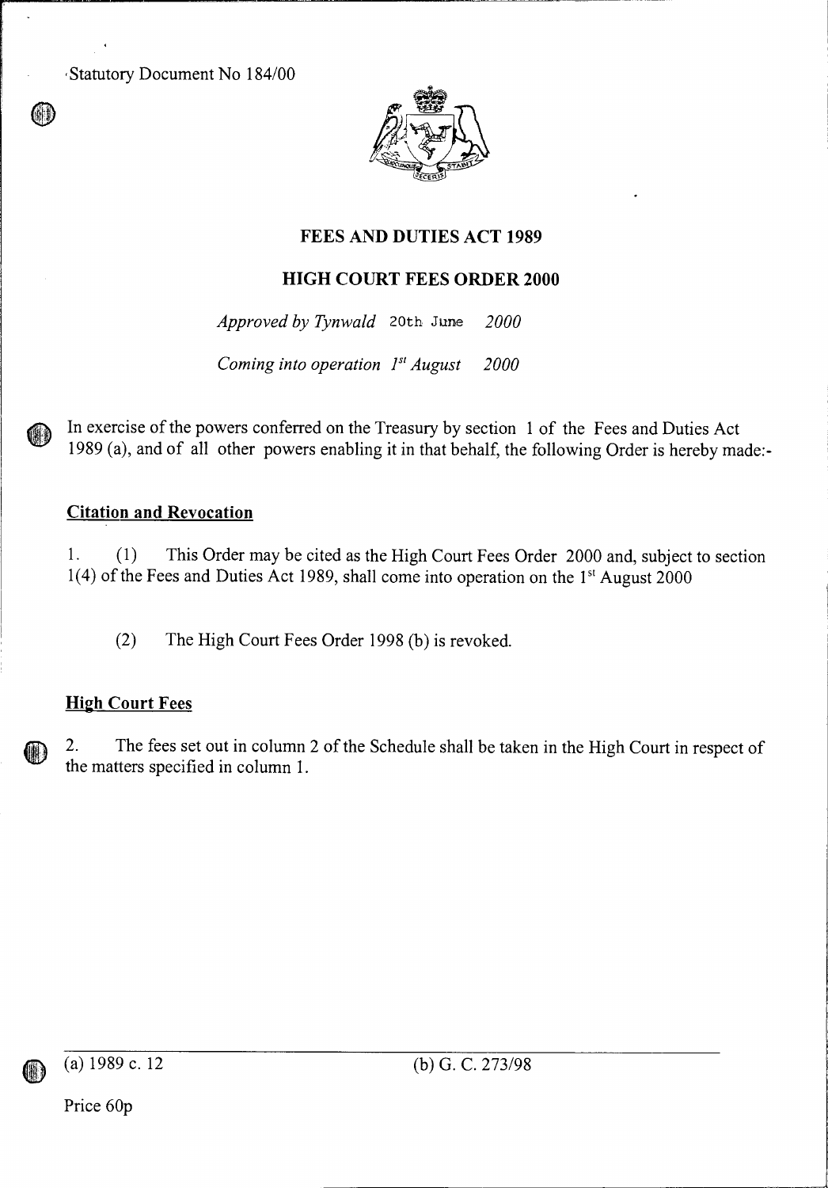Statutory Document No 184/00

# FEES AND DUTIES ACT 1989

## HIGH COURT FEES ORDER 2000

*Approved by Tynwald* 20th June *2000*

*Coming into operation 1st August 2000*

In exercise of the powers conferred on the Treasury by section 1 of the Fees and Duties Act 1989 (a), and of all other powers enabling it in that behalf, the following Order is hereby made:-

### Citation and Revocation

1. (1) This Order may be cited as the High Court Fees Order 2000 and, subject to section 1(4) of the Fees and Duties Act 1989, shall come into operation on the 1st August 2000

(2) The High Court Fees Order 1998 (b) is revoked.

### High Court Fees

2. The fees set out in column 2 of the Schedule shall be taken in the High Court in respect of the matters specified in column 1.

(a) 1989 c. 12

(b) G. C. 273/98

Price 60p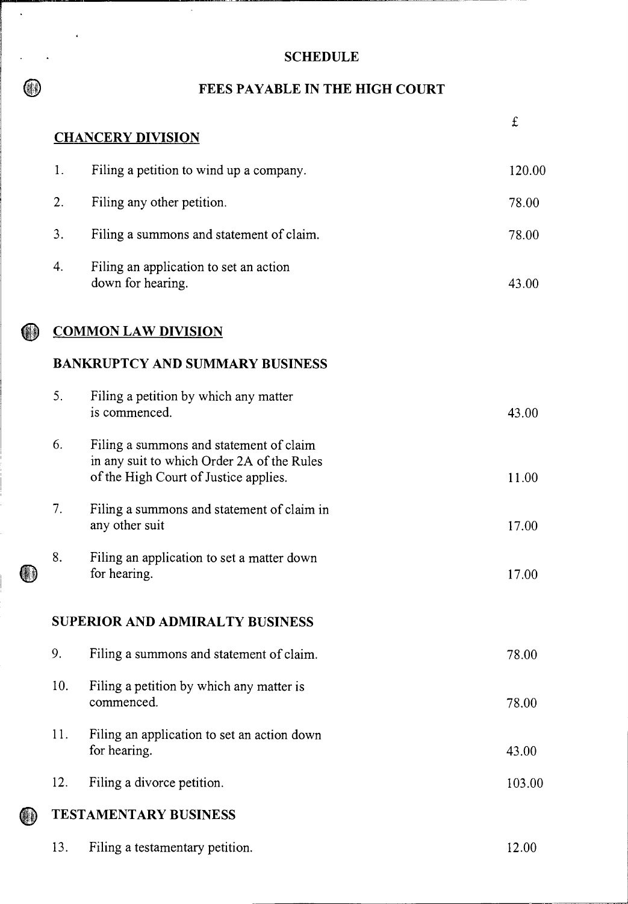## SCHEDULE

## FEES PAYABLE IN THE HIGH COURT

| | | £ |
|---|---|---|
| **CHANCERY DIVISION** | | |
| 1. | Filing a petition to wind up a company. | 120.00 |
| 2. | Filing any other petition. | 78.00 |
| 3. | Filing a summons and statement of claim. | 78.00 |
| 4. | Filing an application to set an action down for hearing. | 43.00 |
| **COMMON LAW DIVISION** | | |
| **BANKRUPTCY AND SUMMARY BUSINESS** | | |
| 5. | Filing a petition by which any matter is commenced. | 43.00 |
| 6. | Filing a summons and statement of claim in any suit to which Order 2A of the Rules of the High Court of Justice applies. | 11.00 |
| 7. | Filing a summons and statement of claim in any other suit | 17.00 |
| 8. | Filing an application to set a matter down for hearing. | 17.00 |
| **SUPERIOR AND ADMIRALTY BUSINESS** | | |
| 9. | Filing a summons and statement of claim. | 78.00 |
| 10. | Filing a petition by which any matter is commenced. | 78.00 |
| 11. | Filing an application to set an action down for hearing. | 43.00 |
| 12. | Filing a divorce petition. | 103.00 |
| **TESTAMENTARY BUSINESS** | | |
| 13. | Filing a testamentary petition. | 12.00 |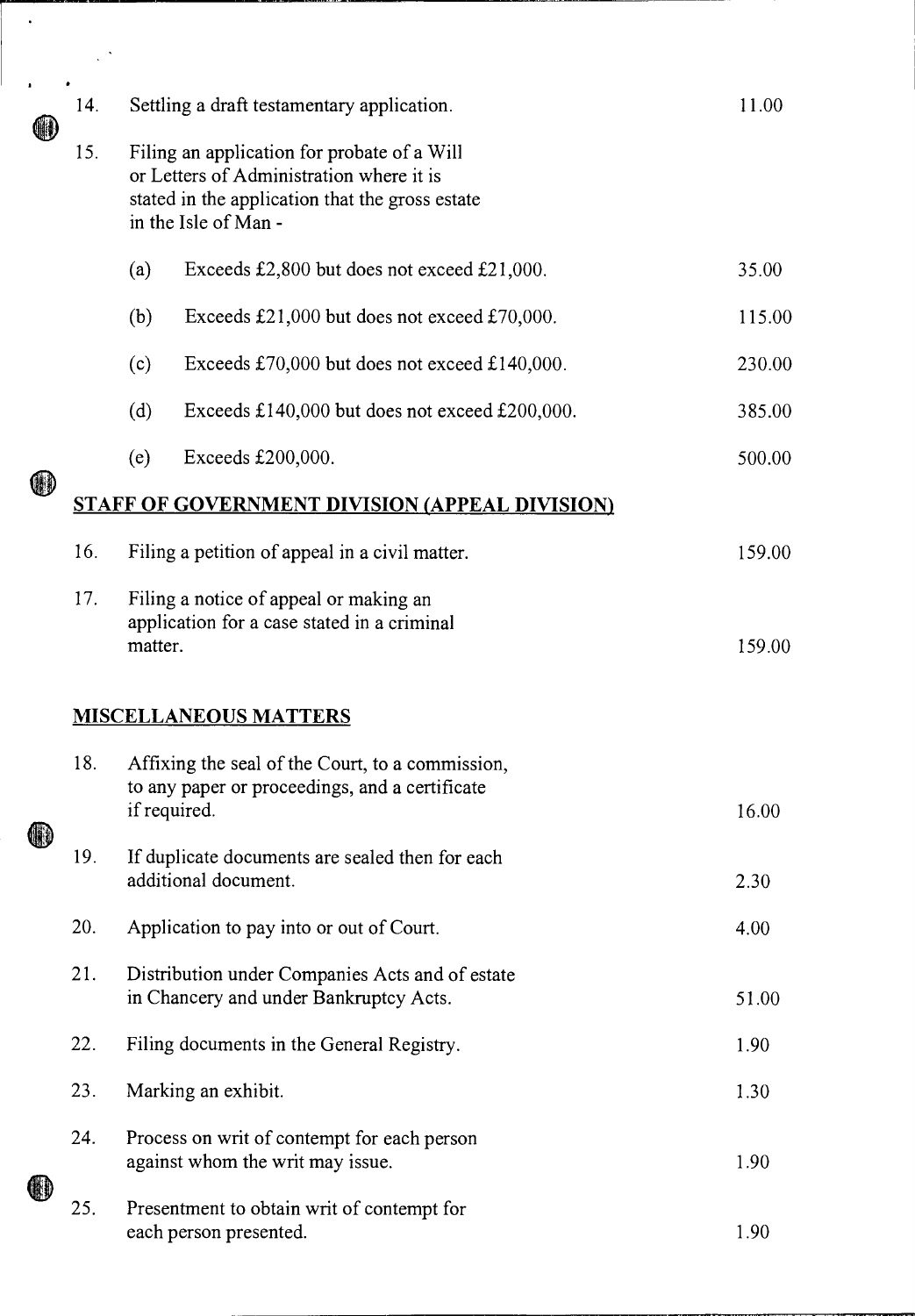| | | |
|---|---|---|
| 14. | Settling a draft testamentary application. | 11.00 |
| 15. | Filing an application for probate of a Will or Letters of Administration where it is stated in the application that the gross estate in the Isle of Man - | |
| | (a) Exceeds £2,800 but does not exceed £21,000. | 35.00 |
| | (b) Exceeds £21,000 but does not exceed £70,000. | 115.00 |
| | (c) Exceeds £70,000 but does not exceed £140,000. | 230.00 |
| | (d) Exceeds £140,000 but does not exceed £200,000. | 385.00 |
| | (e) Exceeds £200,000. | 500.00 |

## STAFF OF GOVERNMENT DIVISION (APPEAL DIVISION)

| | | |
|---|---|---|
| 16. | Filing a petition of appeal in a civil matter. | 159.00 |
| 17. | Filing a notice of appeal or making an application for a case stated in a criminal matter. | 159.00 |

## MISCELLANEOUS MATTERS

| | | |
|---|---|---|
| 18. | Affixing the seal of the Court, to a commission, to any paper or proceedings, and a certificate if required. | 16.00 |
| 19. | If duplicate documents are sealed then for each additional document. | 2.30 |
| 20. | Application to pay into or out of Court. | 4.00 |
| 21. | Distribution under Companies Acts and of estate in Chancery and under Bankruptcy Acts. | 51.00 |
| 22. | Filing documents in the General Registry. | 1.90 |
| 23. | Marking an exhibit. | 1.30 |
| 24. | Process on writ of contempt for each person against whom the writ may issue. | 1.90 |
| 25. | Presentment to obtain writ of contempt for each person presented. | 1.90 |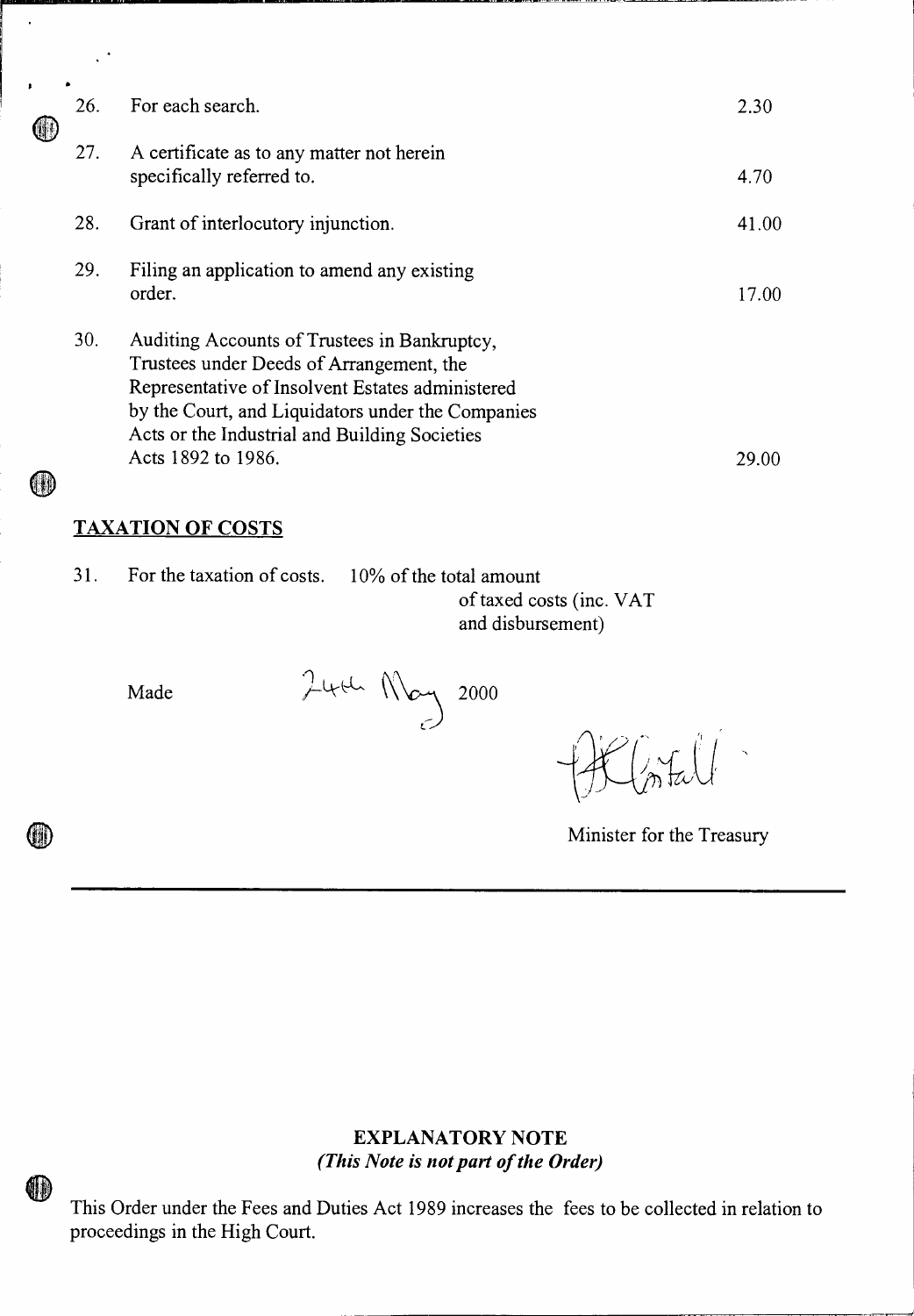| | | |
|---|---|---|
| 26. | For each search. | 2.30 |
| 27. | A certificate as to any matter not herein specifically referred to. | 4.70 |
| 28. | Grant of interlocutory injunction. | 41.00 |
| 29. | Filing an application to amend any existing order. | 17.00 |
| 30. | Auditing Accounts of Trustees in Bankruptcy, Trustees under Deeds of Arrangement, the Representative of Insolvent Estates administered by the Court, and Liquidators under the Companies Acts or the Industrial and Building Societies Acts 1892 to 1986. | 29.00 |

## TAXATION OF COSTS

| | | |
|---|---|---|
| 31. | For the taxation of costs. | 10% of the total amount of taxed costs (inc. VAT and disbursement) |

Made 24th May 2000

Minister for the Treasury

---

**EXPLANATORY NOTE**
***(This Note is not part of the Order)***

This Order under the Fees and Duties Act 1989 increases the fees to be collected in relation to proceedings in the High Court.